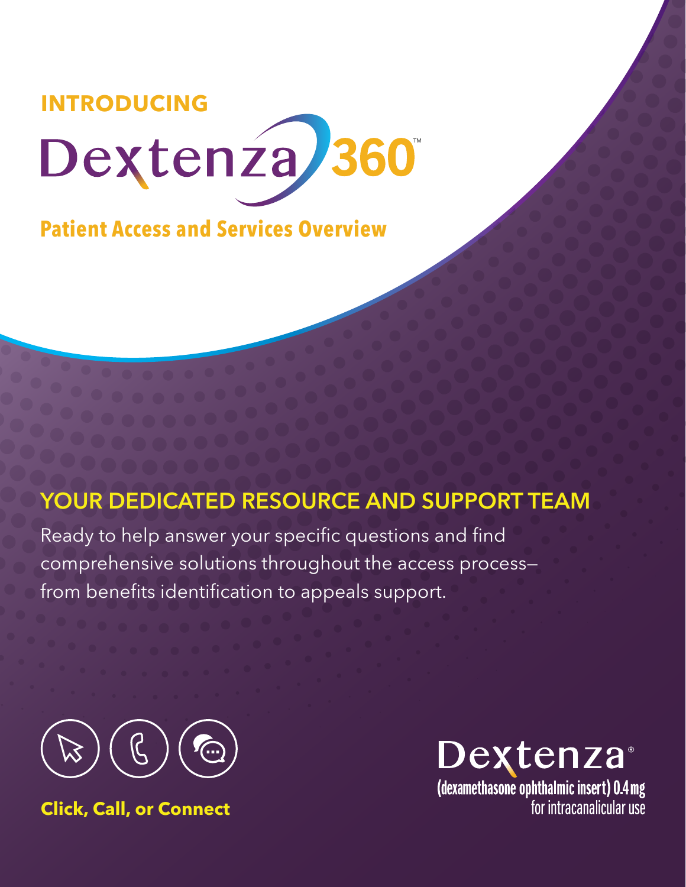INTRODUCING

# Dextenza 360™

## Patient Access and Services Overview

## YOUR DEDICATED RESOURCE AND SUPPORT TEAM

Ready to help answer your specific questions and find comprehensive solutions throughout the access process—from benefits identification to appeals support.

**Click, Call, or Connect**

Dextenza®
**(dexamethasone ophthalmic insert) 0.4 mg**
for intracanalicular use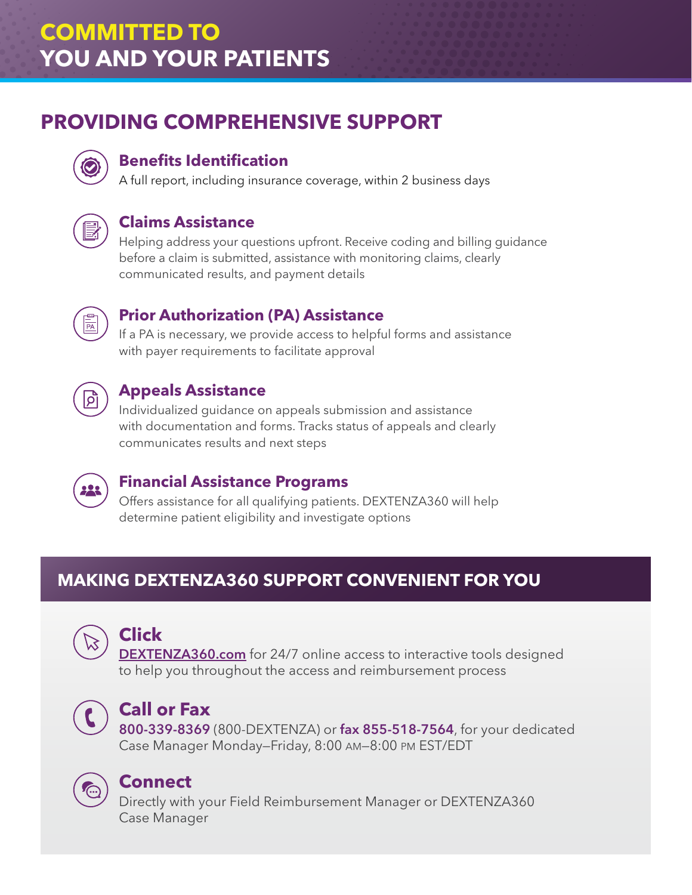# COMMITTED TO YOU AND YOUR PATIENTS

## PROVIDING COMPREHENSIVE SUPPORT

### Benefits Identification

A full report, including insurance coverage, within 2 business days

### Claims Assistance

Helping address your questions upfront. Receive coding and billing guidance before a claim is submitted, assistance with monitoring claims, clearly communicated results, and payment details

### Prior Authorization (PA) Assistance

If a PA is necessary, we provide access to helpful forms and assistance with payer requirements to facilitate approval

### Appeals Assistance

Individualized guidance on appeals submission and assistance with documentation and forms. Tracks status of appeals and clearly communicates results and next steps

### Financial Assistance Programs

Offers assistance for all qualifying patients. DEXTENZA360 will help determine patient eligibility and investigate options

## MAKING DEXTENZA360 SUPPORT CONVENIENT FOR YOU

### Click

DEXTENZA360.com for 24/7 online access to interactive tools designed to help you throughout the access and reimbursement process

### Call or Fax

**800-339-8369** (800-DEXTENZA) or **fax 855-518-7564**, for your dedicated Case Manager Monday–Friday, 8:00 AM–8:00 PM EST/EDT

### Connect

Directly with your Field Reimbursement Manager or DEXTENZA360 Case Manager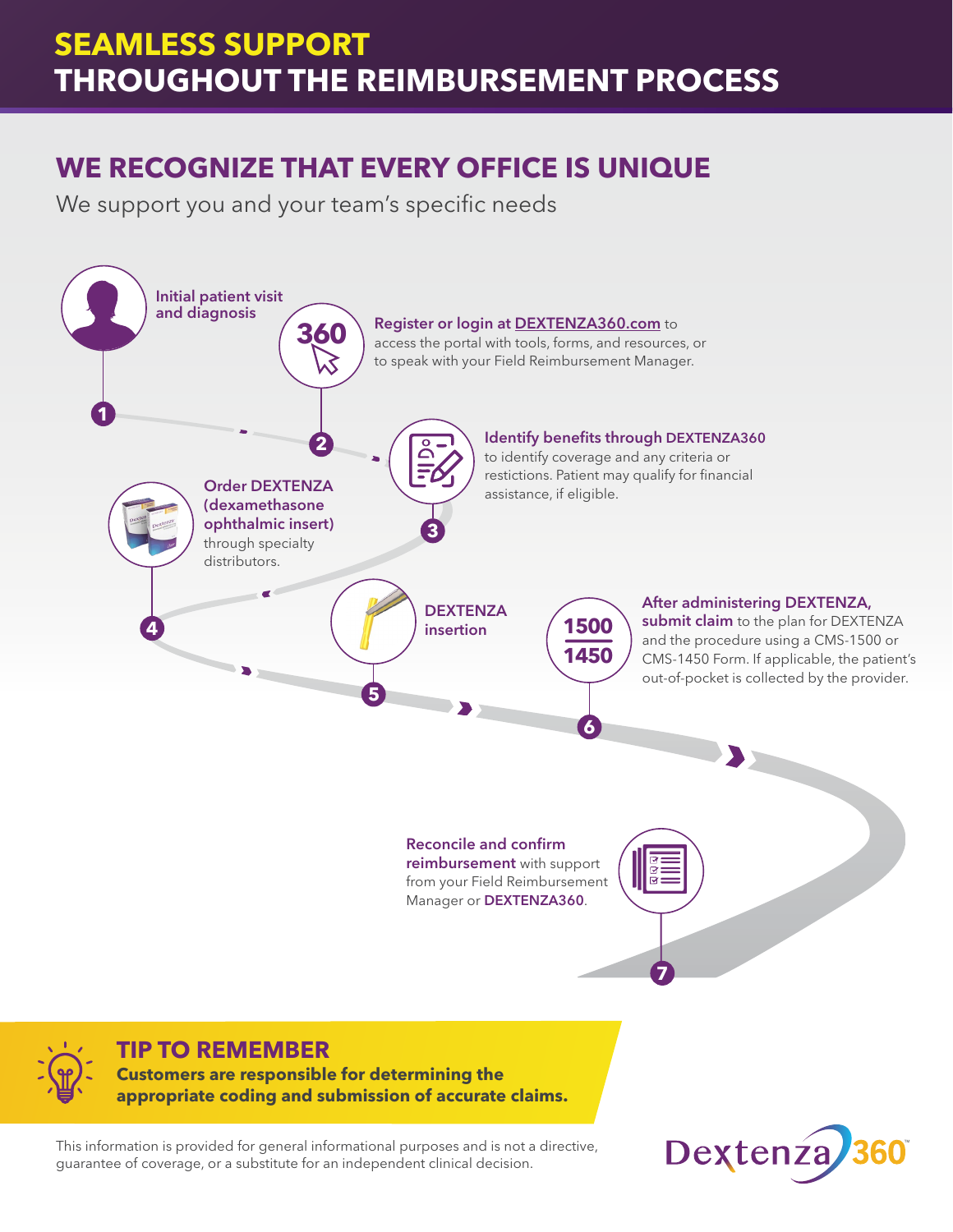# SEAMLESS SUPPORT THROUGHOUT THE REIMBURSEMENT PROCESS

## WE RECOGNIZE THAT EVERY OFFICE IS UNIQUE

We support you and your team's specific needs

1. **Initial patient visit and diagnosis**
2. **Register or login at DEXTENZA360.com** to access the portal with tools, forms, and resources, or to speak with your Field Reimbursement Manager.
3. **Identify benefits through DEXTENZA360** to identify coverage and any criteria or restictions. Patient may qualify for financial assistance, if eligible.
4. **Order DEXTENZA (dexamethasone ophthalmic insert)** through specialty distributors.
5. **DEXTENZA insertion**
6. **After administering DEXTENZA, submit claim** to the plan for DEXTENZA and the procedure using a CMS-1500 or CMS-1450 Form. If applicable, the patient's out-of-pocket is collected by the provider.
7. **Reconcile and confirm reimbursement** with support from your Field Reimbursement Manager or **DEXTENZA360**.

### TIP TO REMEMBER

**Customers are responsible for determining the appropriate coding and submission of accurate claims.**

This information is provided for general informational purposes and is not a directive, guarantee of coverage, or a substitute for an independent clinical decision.

Dextenza 360™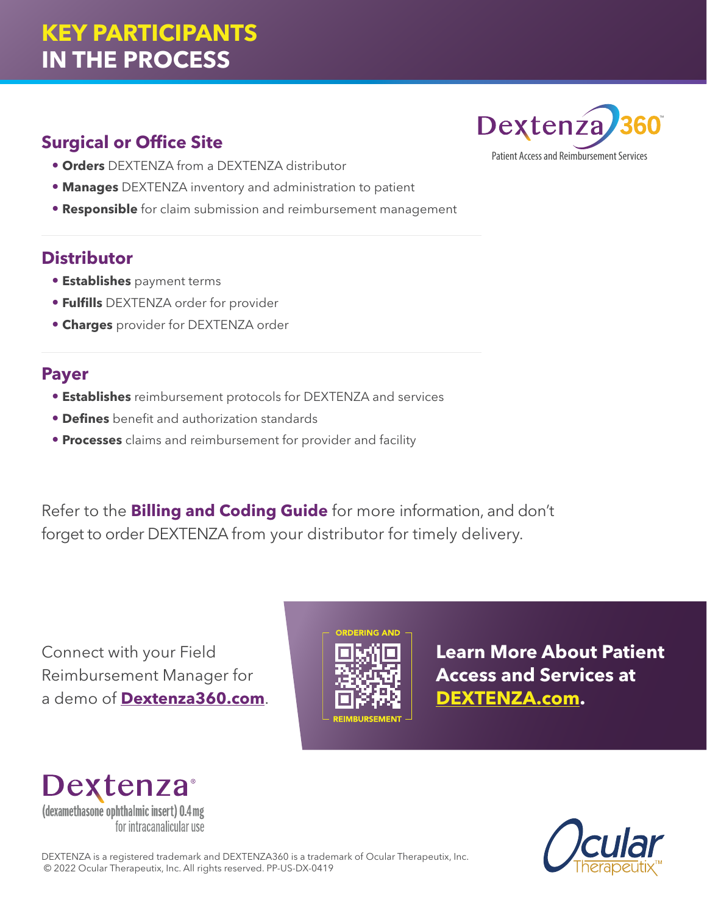# KEY PARTICIPANTS IN THE PROCESS

Dextenza 360™
Patient Access and Reimbursement Services

## Surgical or Office Site

- **Orders** DEXTENZA from a DEXTENZA distributor
- **Manages** DEXTENZA inventory and administration to patient
- **Responsible** for claim submission and reimbursement management

## Distributor

- **Establishes** payment terms
- **Fulfills** DEXTENZA order for provider
- **Charges** provider for DEXTENZA order

## Payer

- **Establishes** reimbursement protocols for DEXTENZA and services
- **Defines** benefit and authorization standards
- **Processes** claims and reimbursement for provider and facility

Refer to the **Billing and Coding Guide** for more information, and don't forget to order DEXTENZA from your distributor for timely delivery.

Connect with your Field Reimbursement Manager for a demo of **Dextenza360.com**.

ORDERING AND REIMBURSEMENT

**Learn More About Patient Access and Services at DEXTENZA.com.**

Dextenza®
(dexamethasone ophthalmic insert) 0.4 mg
for intracanalicular use

Ocular Therapeutix™

DEXTENZA is a registered trademark and DEXTENZA360 is a trademark of Ocular Therapeutix, Inc.
© 2022 Ocular Therapeutix, Inc. All rights reserved. PP-US-DX-0419